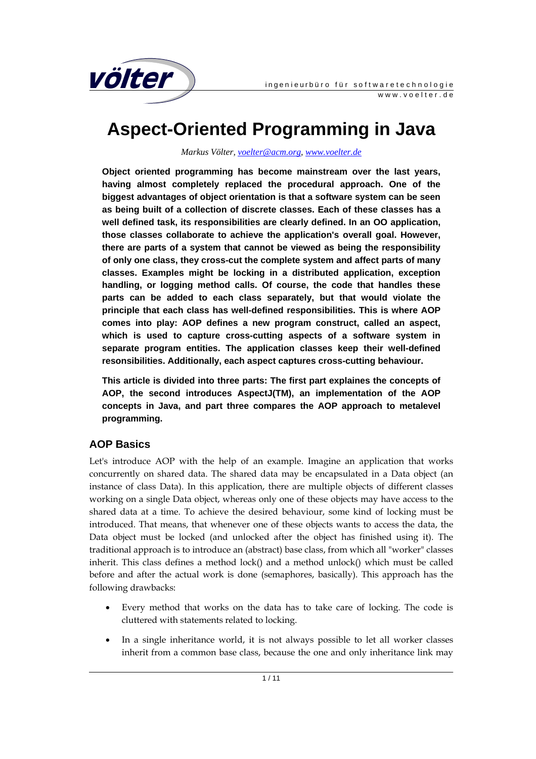# Aspect-Oriented Programming in Java

*Markus Völter, [voelter@acm.org](mailto:voelter@acm.org), [www.voelter.de](http://www.voelter.de)*

**Object oriented programming has become mainstream over the last years, having almost completely replaced the procedural approach. One of the biggest advantages of object orientation is that a software system can be seen as being built of a collection of discrete classes. Each of these classes has a well defined task, its responsibilities are clearly defined. In an OO application, those classes collaborate to achieve the application's overall goal. However, there are parts of a system that cannot be viewed as being the responsibility of only one class, they cross-cut the complete system and affect parts of many classes. Examples might be locking in a distributed application, exception handling, or logging method calls. Of course, the code that handles these parts can be added to each class separately, but that would violate the principle that each class has well-defined responsibilities. This is where AOP comes into play: AOP defines a new program construct, called an aspect, which is used to capture cross-cutting aspects of a software system in separate program entities. The application classes keep their well-defined resonsibilities. Additionally, each aspect captures cross-cutting behaviour.**

**This article is divided into three parts: The first part explaines the concepts of AOP, the second introduces AspectJ(TM), an implementation of the AOP concepts in Java, and part three compares the AOP approach to metalevel programming.**

## AOP Basics

Let's introduce AOP with the help of an example. Imagine an application that works concurrently on shared data. The shared data may be encapsulated in a Data object (an instance of class Data). In this application, there are multiple objects of different classes working on a single Data object, whereas only one of these objects may have access to the shared data at a time. To achieve the desired behaviour, some kind of locking must be introduced. That means, that whenever one of these objects wants to access the data, the Data object must be locked (and unlocked after the object has finished using it). The traditional approach is to introduce an (abstract) base class, from which all "worker" classes inherit. This class defines a method lock() and a method unlock() which must be called before and after the actual work is done (semaphores, basically). This approach has the following drawbacks:

- Every method that works on the data has to take care of locking. The code is cluttered with statements related to locking.
- In a single inheritance world, it is not always possible to let all worker classes inherit from a common base class, because the one and only inheritance link may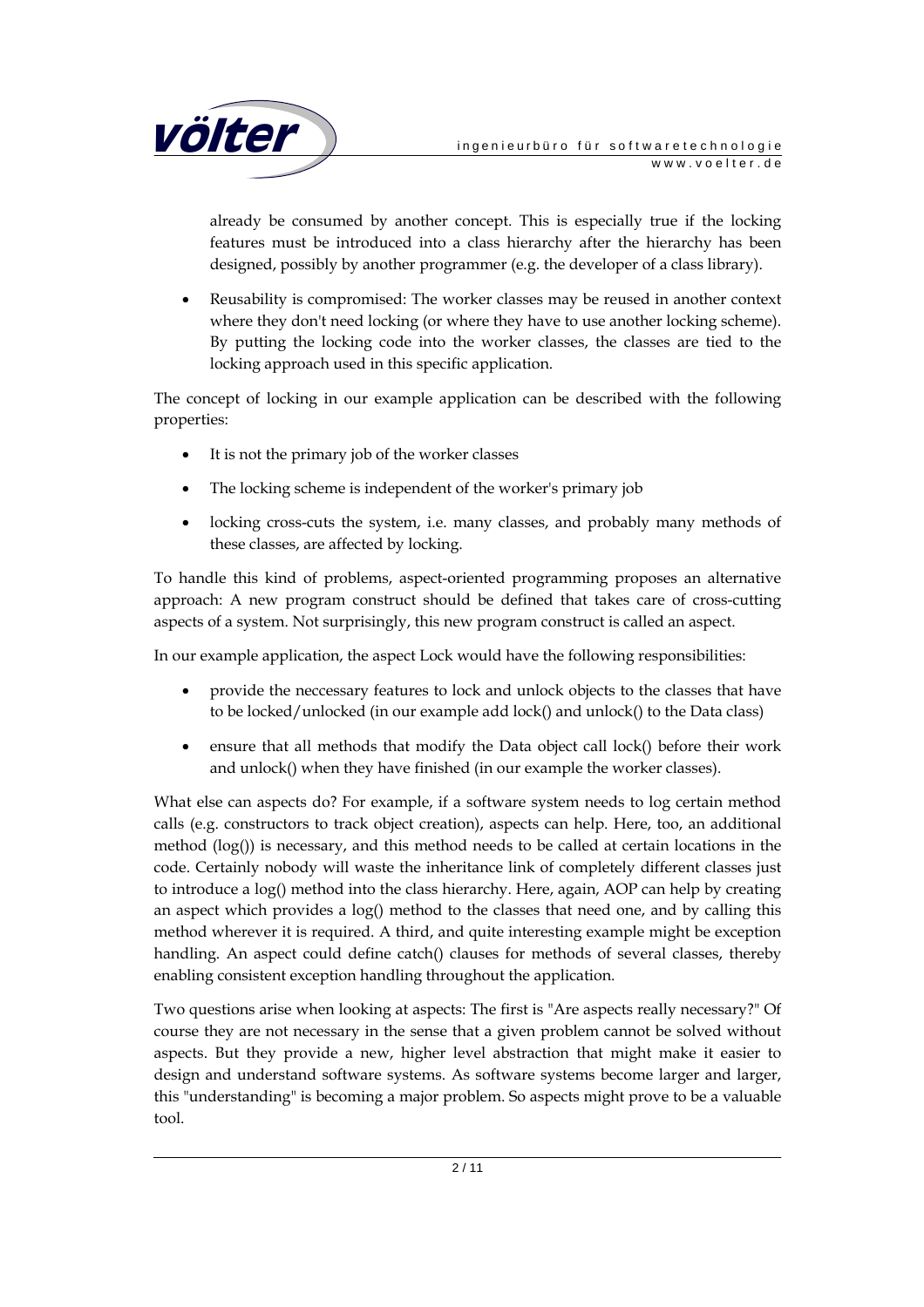already be consumed by another concept. This is especially true if the locking features must be introduced into a class hierarchy after the hierarchy has been designed, possibly by another programmer (e.g. the developer of a class library).

- Reusability is compromised: The worker classes may be reused in another context where they don't need locking (or where they have to use another locking scheme). By putting the locking code into the worker classes, the classes are tied to the locking approach used in this specific application.

The concept of locking in our example application can be described with the following properties:

- It is not the primary job of the worker classes
- The locking scheme is independent of the worker's primary job
- locking cross-cuts the system, i.e. many classes, and probably many methods of these classes, are affected by locking.

To handle this kind of problems, aspect-oriented programming proposes an alternative approach: A new program construct should be defined that takes care of cross-cutting aspects of a system. Not surprisingly, this new program construct is called an aspect.

In our example application, the aspect Lock would have the following responsibilities:

- provide the neccessary features to lock and unlock objects to the classes that have to be locked/unlocked (in our example add lock() and unlock() to the Data class)
- ensure that all methods that modify the Data object call lock() before their work and unlock() when they have finished (in our example the worker classes).

What else can aspects do? For example, if a software system needs to log certain method calls (e.g. constructors to track object creation), aspects can help. Here, too, an additional method (log()) is necessary, and this method needs to be called at certain locations in the code. Certainly nobody will waste the inheritance link of completely different classes just to introduce a log() method into the class hierarchy. Here, again, AOP can help by creating an aspect which provides a log() method to the classes that need one, and by calling this method wherever it is required. A third, and quite interesting example might be exception handling. An aspect could define catch() clauses for methods of several classes, thereby enabling consistent exception handling throughout the application.

Two questions arise when looking at aspects: The first is "Are aspects really necessary?" Of course they are not necessary in the sense that a given problem cannot be solved without aspects. But they provide a new, higher level abstraction that might make it easier to design and understand software systems. As software systems become larger and larger, this "understanding" is becoming a major problem. So aspects might prove to be a valuable tool.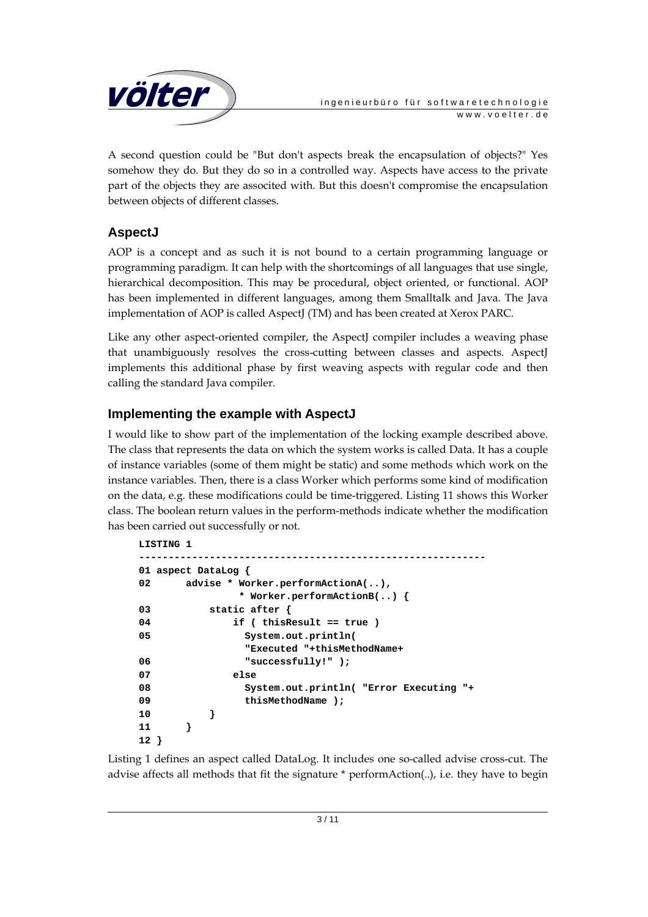A second question could be "But don't aspects break the encapsulation of objects?" Yes somehow they do. But they do so in a controlled way. Aspects have access to the private part of the objects they are associted with. But this doesn't compromise the encapsulation between objects of different classes.

## AspectJ

AOP is a concept and as such it is not bound to a certain programming language or programming paradigm. It can help with the shortcomings of all languages that use single, hierarchical decomposition. This may be procedural, object oriented, or functional. AOP has been implemented in different languages, among them Smalltalk and Java. The Java implementation of AOP is called AspectJ (TM) and has been created at Xerox PARC.

Like any other aspect-oriented compiler, the AspectJ compiler includes a weaving phase that unambiguously resolves the cross-cutting between classes and aspects. AspectJ implements this additional phase by first weaving aspects with regular code and then calling the standard Java compiler.

## Implementing the example with AspectJ

I would like to show part of the implementation of the locking example described above. The class that represents the data on which the system works is called Data. It has a couple of instance variables (some of them might be static) and some methods which work on the instance variables. Then, there is a class Worker which performs some kind of modification on the data, e.g. these modifications could be time-triggered. Listing 11 shows this Worker class. The boolean return values in the perform-methods indicate whether the modification has been carried out successfully or not.

```
LISTING 1
-----------------------------------------------------------
01 aspect DataLog {
02      advise * Worker.performActionA(..),
                 * Worker.performActionB(..) {
03          static after {
04              if ( thisResult == true )
05                System.out.println(
                  "Executed "+thisMethodName+
06                "successfully!" );
07              else
08                System.out.println( "Error Executing "+
09                thisMethodName );
10          }
11      }
12 }
```

Listing 1 defines an aspect called DataLog. It includes one so-called advise cross-cut. The advise affects all methods that fit the signature * performAction(..), i.e. they have to begin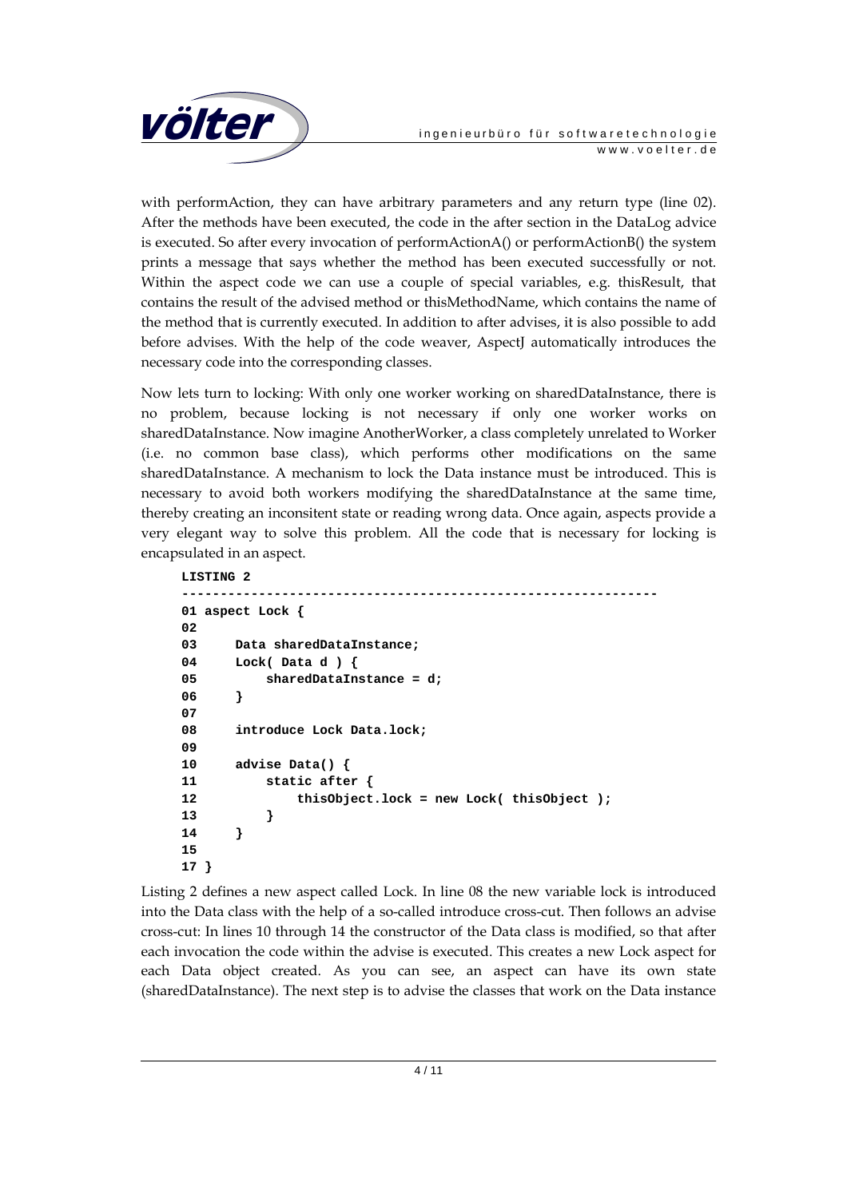with performAction, they can have arbitrary parameters and any return type (line 02). After the methods have been executed, the code in the after section in the DataLog advice is executed. So after every invocation of performActionA() or performActionB() the system prints a message that says whether the method has been executed successfully or not. Within the aspect code we can use a couple of special variables, e.g. thisResult, that contains the result of the advised method or thisMethodName, which contains the name of the method that is currently executed. In addition to after advises, it is also possible to add before advises. With the help of the code weaver, AspectJ automatically introduces the necessary code into the corresponding classes.

Now lets turn to locking: With only one worker working on sharedDataInstance, there is no problem, because locking is not necessary if only one worker works on sharedDataInstance. Now imagine AnotherWorker, a class completely unrelated to Worker (i.e. no common base class), which performs other modifications on the same sharedDataInstance. A mechanism to lock the Data instance must be introduced. This is necessary to avoid both workers modifying the sharedDataInstance at the same time, thereby creating an inconsitent state or reading wrong data. Once again, aspects provide a very elegant way to solve this problem. All the code that is necessary for locking is encapsulated in an aspect.

```
LISTING 2
--------------------------------------------------------------
01 aspect Lock {
02
03     Data sharedDataInstance;
04     Lock( Data d ) {
05         sharedDataInstance = d;
06     }
07
08     introduce Lock Data.lock;
09
10     advise Data() {
11         static after {
12             thisObject.lock = new Lock( thisObject );
13         }
14     }
15
17 }
```

Listing 2 defines a new aspect called Lock. In line 08 the new variable lock is introduced into the Data class with the help of a so-called introduce cross-cut. Then follows an advise cross-cut: In lines 10 through 14 the constructor of the Data class is modified, so that after each invocation the code within the advise is executed. This creates a new Lock aspect for each Data object created. As you can see, an aspect can have its own state (sharedDataInstance). The next step is to advise the classes that work on the Data instance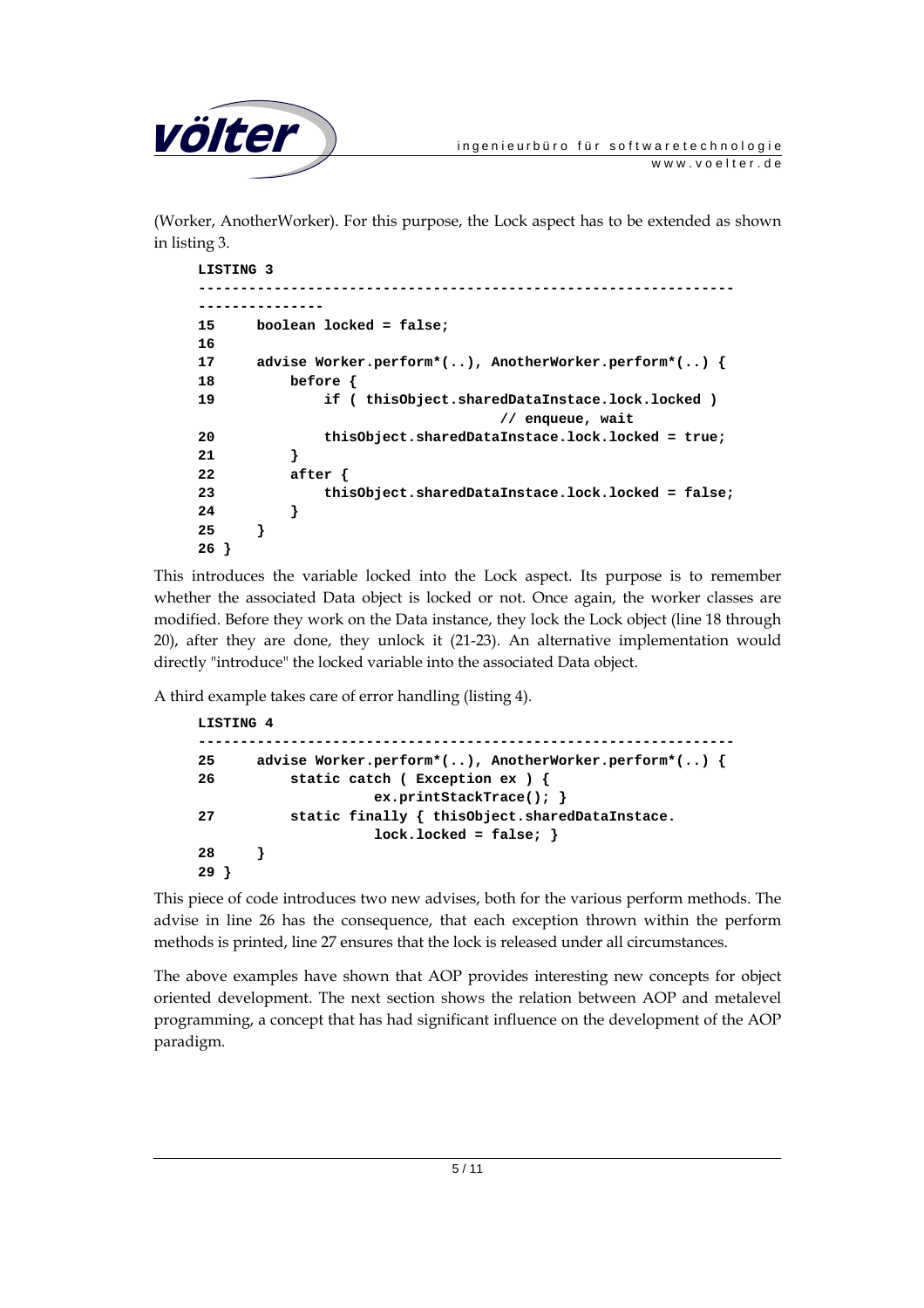(Worker, AnotherWorker). For this purpose, the Lock aspect has to be extended as shown in listing 3.

```
LISTING 3
-----------------------------------------------------------------
---------------
15     boolean locked = false;
16
17     advise Worker.perform*(..), AnotherWorker.perform*(..) {
18         before {
19             if ( thisObject.sharedDataInstace.lock.locked )
                                     // enqueue, wait
20             thisObject.sharedDataInstace.lock.locked = true;
21         }
22         after {
23             thisObject.sharedDataInstace.lock.locked = false;
24         }
25     }
26 }
```

This introduces the variable locked into the Lock aspect. Its purpose is to remember whether the associated Data object is locked or not. Once again, the worker classes are modified. Before they work on the Data instance, they lock the Lock object (line 18 through 20), after they are done, they unlock it (21-23). An alternative implementation would directly "introduce" the locked variable into the associated Data object.

A third example takes care of error handling (listing 4).

```
LISTING 4
-----------------------------------------------------------------
25     advise Worker.perform*(..), AnotherWorker.perform*(..) {
26         static catch ( Exception ex ) {
                     ex.printStackTrace(); }
27         static finally { thisObject.sharedDataInstace.
                     lock.locked = false; }
28     }
29 }
```

This piece of code introduces two new advises, both for the various perform methods. The advise in line 26 has the consequence, that each exception thrown within the perform methods is printed, line 27 ensures that the lock is released under all circumstances.

The above examples have shown that AOP provides interesting new concepts for object oriented development. The next section shows the relation between AOP and metalevel programming, a concept that has had significant influence on the development of the AOP paradigm.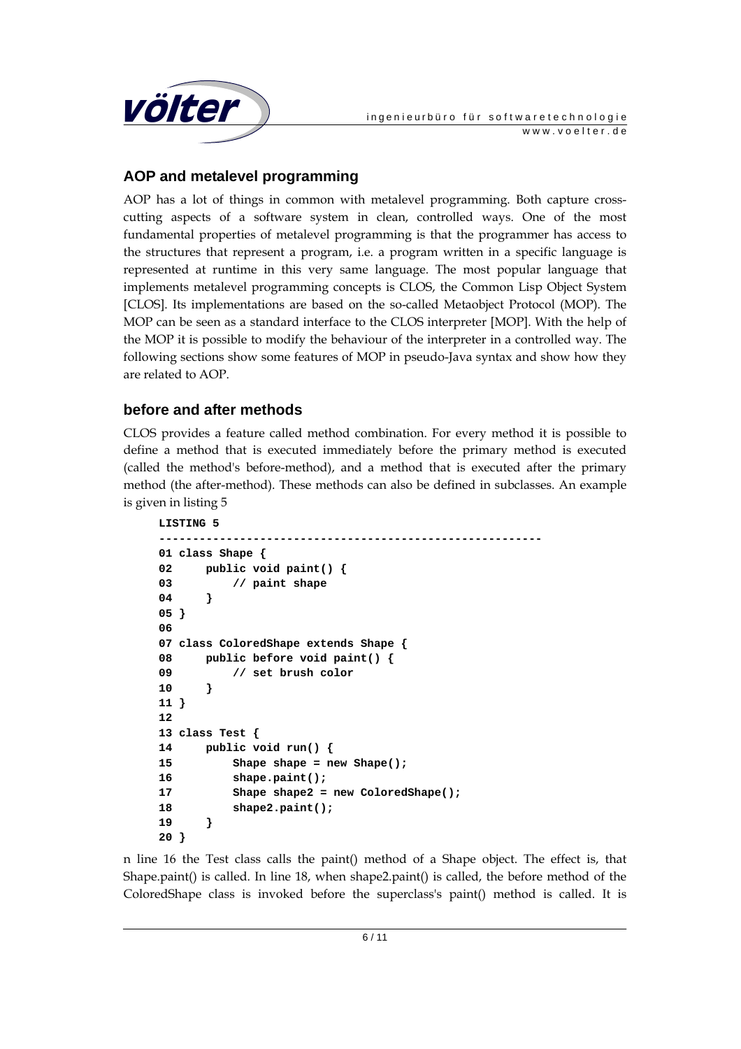## AOP and metalevel programming

AOP has a lot of things in common with metalevel programming. Both capture cross-cutting aspects of a software system in clean, controlled ways. One of the most fundamental properties of metalevel programming is that the programmer has access to the structures that represent a program, i.e. a program written in a specific language is represented at runtime in this very same language. The most popular language that implements metalevel programming concepts is CLOS, the Common Lisp Object System [CLOS]. Its implementations are based on the so-called Metaobject Protocol (MOP). The MOP can be seen as a standard interface to the CLOS interpreter [MOP]. With the help of the MOP it is possible to modify the behaviour of the interpreter in a controlled way. The following sections show some features of MOP in pseudo-Java syntax and show how they are related to AOP.

## before and after methods

CLOS provides a feature called method combination. For every method it is possible to define a method that is executed immediately before the primary method is executed (called the method's before-method), and a method that is executed after the primary method (the after-method). These methods can also be defined in subclasses. An example is given in listing 5

```
LISTING 5
---------------------------------------------------------
01 class Shape {
02     public void paint() {
03         // paint shape
04     }
05 }
06
07 class ColoredShape extends Shape {
08     public before void paint() {
09         // set brush color
10     }
11 }
12
13 class Test {
14     public void run() {
15         Shape shape = new Shape();
16         shape.paint();
17         Shape shape2 = new ColoredShape();
18         shape2.paint();
19     }
20 }
```

n line 16 the Test class calls the paint() method of a Shape object. The effect is, that Shape.paint() is called. In line 18, when shape2.paint() is called, the before method of the ColoredShape class is invoked before the superclass's paint() method is called. It is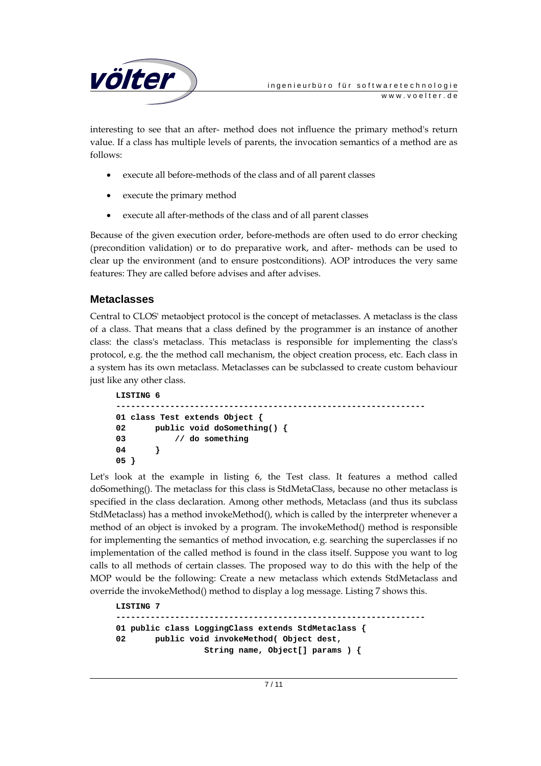interesting to see that an after- method does not influence the primary method's return value. If a class has multiple levels of parents, the invocation semantics of a method are as follows:

- execute all before-methods of the class and of all parent classes
- execute the primary method
- execute all after-methods of the class and of all parent classes

Because of the given execution order, before-methods are often used to do error checking (precondition validation) or to do preparative work, and after- methods can be used to clear up the environment (and to ensure postconditions). AOP introduces the very same features: They are called before advises and after advises.

## Metaclasses

Central to CLOS' metaobject protocol is the concept of metaclasses. A metaclass is the class of a class. That means that a class defined by the programmer is an instance of another class: the class's metaclass. This metaclass is responsible for implementing the class's protocol, e.g. the the method call mechanism, the object creation process, etc. Each class in a system has its own metaclass. Metaclasses can be subclassed to create custom behaviour just like any other class.

```
LISTING 6
---------------------------------------------------------------
01 class Test extends Object {
02      public void doSomething() {
03          // do something
04      }
05 }
```

Let's look at the example in listing 6, the Test class. It features a method called doSomething(). The metaclass for this class is StdMetaClass, because no other metaclass is specified in the class declaration. Among other methods, Metaclass (and thus its subclass StdMetaclass) has a method invokeMethod(), which is called by the interpreter whenever a method of an object is invoked by a program. The invokeMethod() method is responsible for implementing the semantics of method invocation, e.g. searching the superclasses if no implementation of the called method is found in the class itself. Suppose you want to log calls to all methods of certain classes. The proposed way to do this with the help of the MOP would be the following: Create a new metaclass which extends StdMetaclass and override the invokeMethod() method to display a log message. Listing 7 shows this.

```
LISTING 7
---------------------------------------------------------------
01 public class LoggingClass extends StdMetaclass {
02      public void invokeMethod( Object dest,
                  String name, Object[] params ) {
```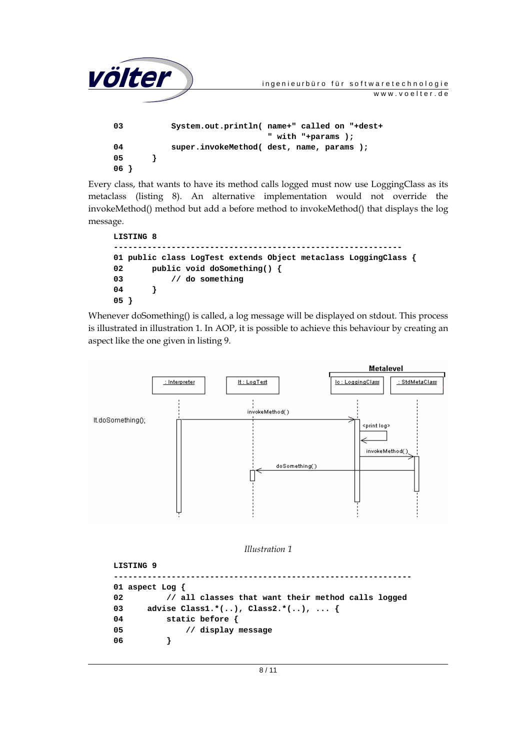```
03          System.out.println( name+" called on "+dest+
                                " with "+params );
04          super.invokeMethod( dest, name, params );
05      }
06 }
```

Every class, that wants to have its method calls logged must now use LoggingClass as its metaclass (listing 8). An alternative implementation would not override the invokeMethod() method but add a before method to invokeMethod() that displays the log message.

**LISTING 8**

```
------------------------------------------------------------
01 public class LogTest extends Object metaclass LoggingClass {
02      public void doSomething() {
03          // do something
04      }
05 }
```

Whenever doSomething() is called, a log message will be displayed on stdout. This process is illustrated in illustration 1. In AOP, it is possible to achieve this behaviour by creating an aspect like the one given in listing 9.

*Illustration 1*

**LISTING 9**

```
--------------------------------------------------------------
01 aspect Log {
02          // all classes that want their method calls logged
03      advise Class1.*(..), Class2.*(..), ... {
04          static before {
05              // display message
06          }
```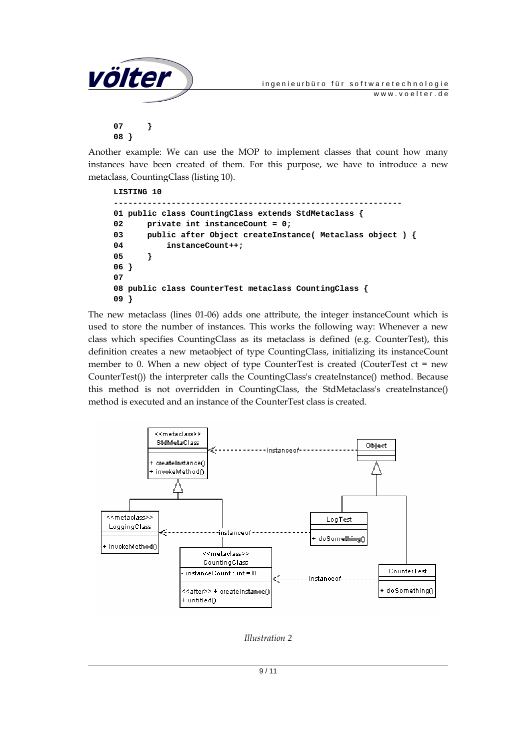```
07     }
08 }
```

Another example: We can use the MOP to implement classes that count how many instances have been created of them. For this purpose, we have to introduce a new metaclass, CountingClass (listing 10).

```
LISTING 10
------------------------------------------------------------
01 public class CountingClass extends StdMetaclass {
02     private int instanceCount = 0;
03     public after Object createInstance( Metaclass object ) {
04         instanceCount++;
05     }
06 }
07
08 public class CounterTest metaclass CountingClass {
09 }
```

The new metaclass (lines 01-06) adds one attribute, the integer instanceCount which is used to store the number of instances. This works the following way: Whenever a new class which specifies CountingClass as its metaclass is defined (e.g. CounterTest), this definition creates a new metaobject of type CountingClass, initializing its instanceCount member to 0. When a new object of type CounterTest is created (CouterTest ct = new CounterTest()) the interpreter calls the CountingClass's createInstance() method. Because this method is not overridden in CountingClass, the StdMetaclass's createInstance() method is executed and an instance of the CounterTest class is created.

*Illustration 2*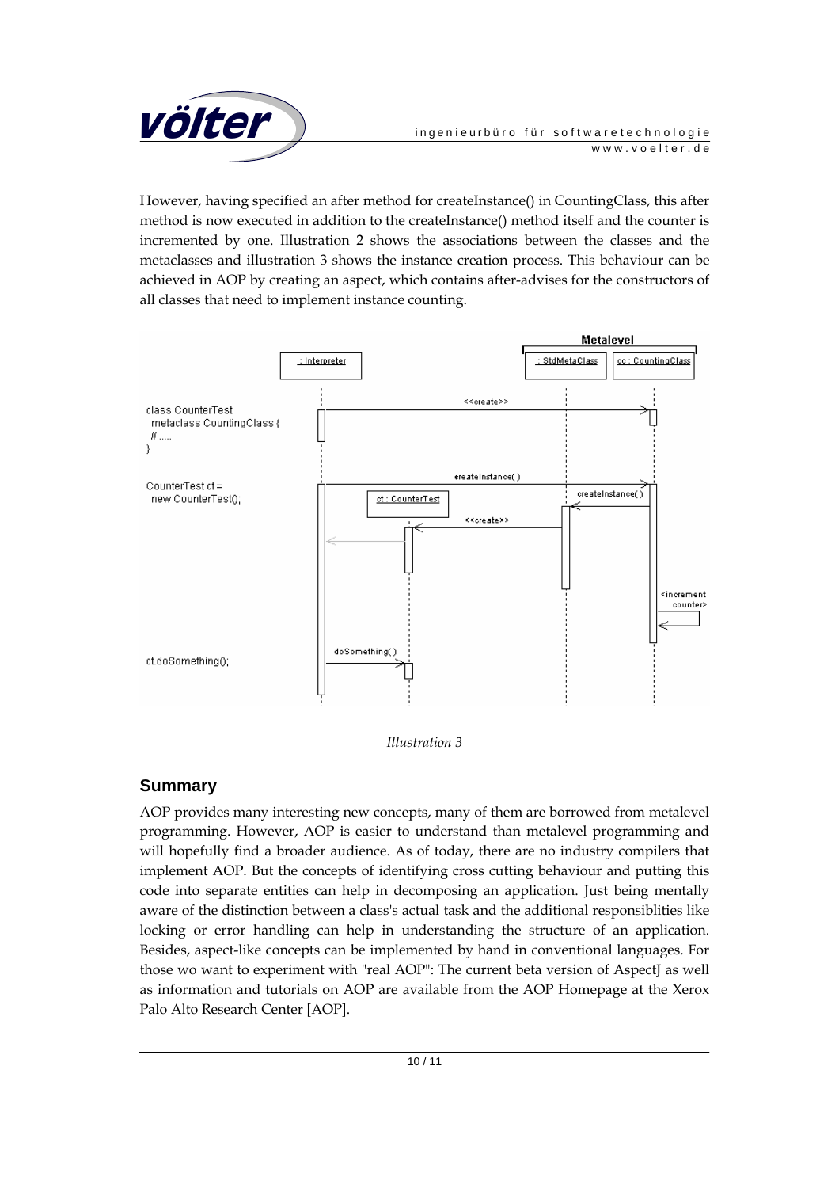However, having specified an after method for createInstance() in CountingClass, this after method is now executed in addition to the createInstance() method itself and the counter is incremented by one. Illustration 2 shows the associations between the classes and the metaclasses and illustration 3 shows the instance creation process. This behaviour can be achieved in AOP by creating an aspect, which contains after-advises for the constructors of all classes that need to implement instance counting.

*Illustration 3*

## Summary

AOP provides many interesting new concepts, many of them are borrowed from metalevel programming. However, AOP is easier to understand than metalevel programming and will hopefully find a broader audience. As of today, there are no industry compilers that implement AOP. But the concepts of identifying cross cutting behaviour and putting this code into separate entities can help in decomposing an application. Just being mentally aware of the distinction between a class's actual task and the additional responsiblities like locking or error handling can help in understanding the structure of an application. Besides, aspect-like concepts can be implemented by hand in conventional languages. For those wo want to experiment with "real AOP": The current beta version of AspectJ as well as information and tutorials on AOP are available from the AOP Homepage at the Xerox Palo Alto Research Center [AOP].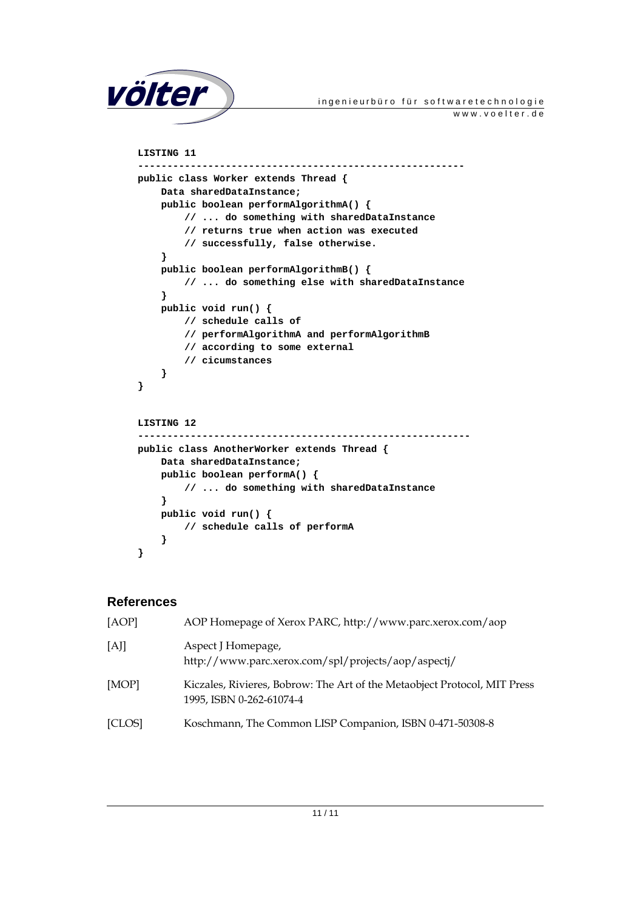```
LISTING 11
-------------------------------------------------------
public class Worker extends Thread {
    Data sharedDataInstance;
    public boolean performAlgorithmA() {
        // ... do something with sharedDataInstance
        // returns true when action was executed
        // successfully, false otherwise.
    }
    public boolean performAlgorithmB() {
        // ... do something else with sharedDataInstance
    }
    public void run() {
        // schedule calls of
        // performAlgorithmA and performAlgorithmB
        // according to some external
        // cicumstances
    }
}
```

```
LISTING 12
--------------------------------------------------------
public class AnotherWorker extends Thread {
    Data sharedDataInstance;
    public boolean performA() {
        // ... do something with sharedDataInstance
    }
    public void run() {
        // schedule calls of performA
    }
}
```

## References

| | |
|---|---|
| [AOP] | AOP Homepage of Xerox PARC, http://www.parc.xerox.com/aop |
| [AJ] | Aspect J Homepage, http://www.parc.xerox.com/spl/projects/aop/aspectj/ |
| [MOP] | Kiczales, Rivieres, Bobrow: The Art of the Metaobject Protocol, MIT Press 1995, ISBN 0-262-61074-4 |
| [CLOS] | Koschmann, The Common LISP Companion, ISBN 0-471-50308-8 |